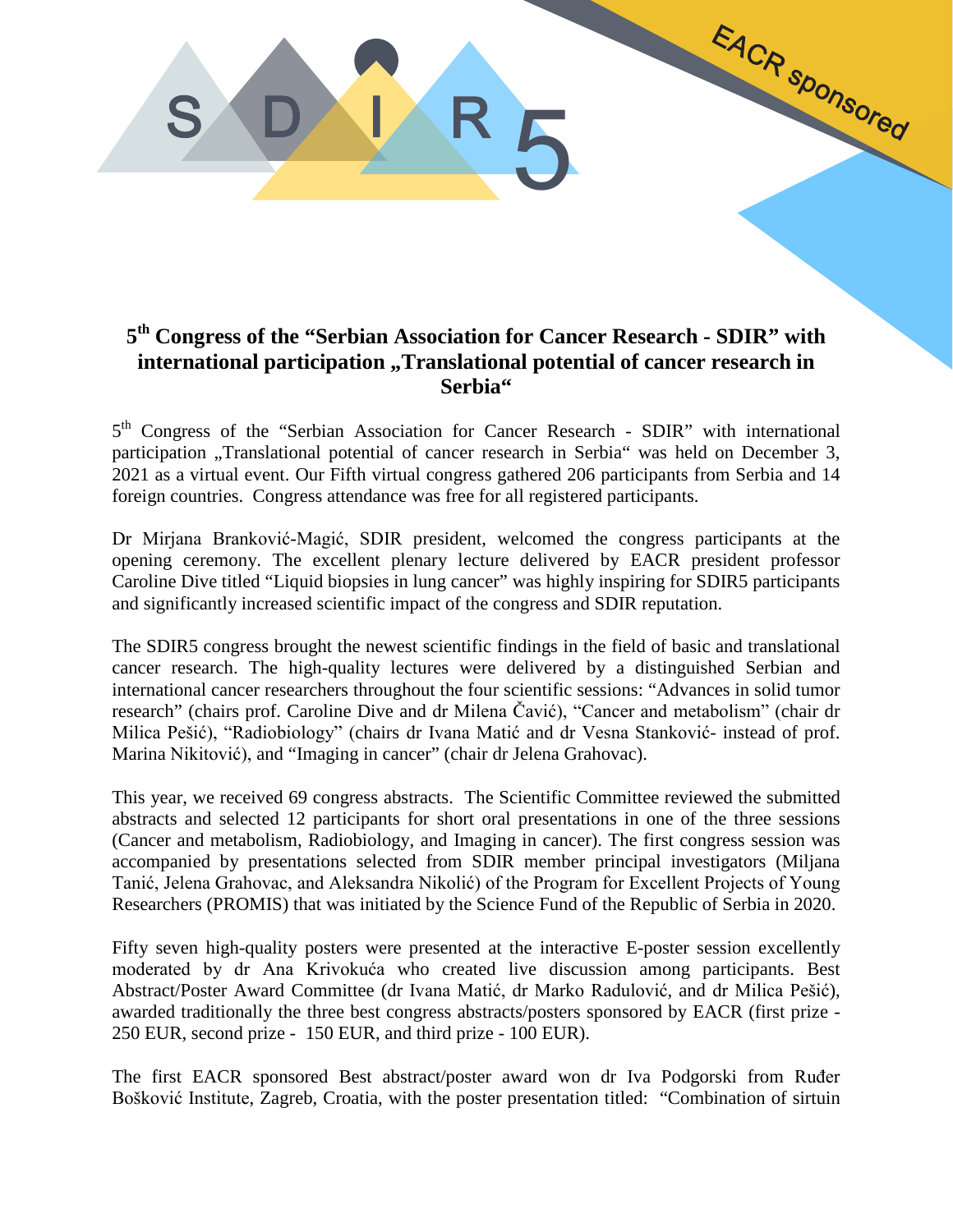# 5th Congress of the “Serbian Association for Cancer Research - SDIR” with international participation „Translational potential of cancer research in Serbia“

5th Congress of the “Serbian Association for Cancer Research - SDIR” with international participation „Translational potential of cancer research in Serbia“ was held on December 3, 2021 as a virtual event. Our Fifth virtual congress gathered 206 participants from Serbia and 14 foreign countries. Congress attendance was free for all registered participants.

Dr Mirjana Branković-Magić, SDIR president, welcomed the congress participants at the opening ceremony. The excellent plenary lecture delivered by EACR president professor Caroline Dive titled “Liquid biopsies in lung cancer” was highly inspiring for SDIR5 participants and significantly increased scientific impact of the congress and SDIR reputation.

The SDIR5 congress brought the newest scientific findings in the field of basic and translational cancer research. The high-quality lectures were delivered by a distinguished Serbian and international cancer researchers throughout the four scientific sessions: “Advances in solid tumor research” (chairs prof. Caroline Dive and dr Milena Čavić), “Cancer and metabolism” (chair dr Milica Pešić), “Radiobiology” (chairs dr Ivana Matić and dr Vesna Stanković- instead of prof. Marina Nikitović), and “Imaging in cancer” (chair dr Jelena Grahovac).

This year, we received 69 congress abstracts. The Scientific Committee reviewed the submitted abstracts and selected 12 participants for short oral presentations in one of the three sessions (Cancer and metabolism, Radiobiology, and Imaging in cancer). The first congress session was accompanied by presentations selected from SDIR member principal investigators (Miljana Tanić, Jelena Grahovac, and Aleksandra Nikolić) of the Program for Excellent Projects of Young Researchers (PROMIS) that was initiated by the Science Fund of the Republic of Serbia in 2020.

Fifty seven high-quality posters were presented at the interactive E-poster session excellently moderated by dr Ana Krivokuća who created live discussion among participants. Best Abstract/Poster Award Committee (dr Ivana Matić, dr Marko Radulović, and dr Milica Pešić), awarded traditionally the three best congress abstracts/posters sponsored by EACR (first prize - 250 EUR, second prize - 150 EUR, and third prize - 100 EUR).

The first EACR sponsored Best abstract/poster award won dr Iva Podgorski from Ruđer Bošković Institute, Zagreb, Croatia, with the poster presentation titled: “Combination of sirtuin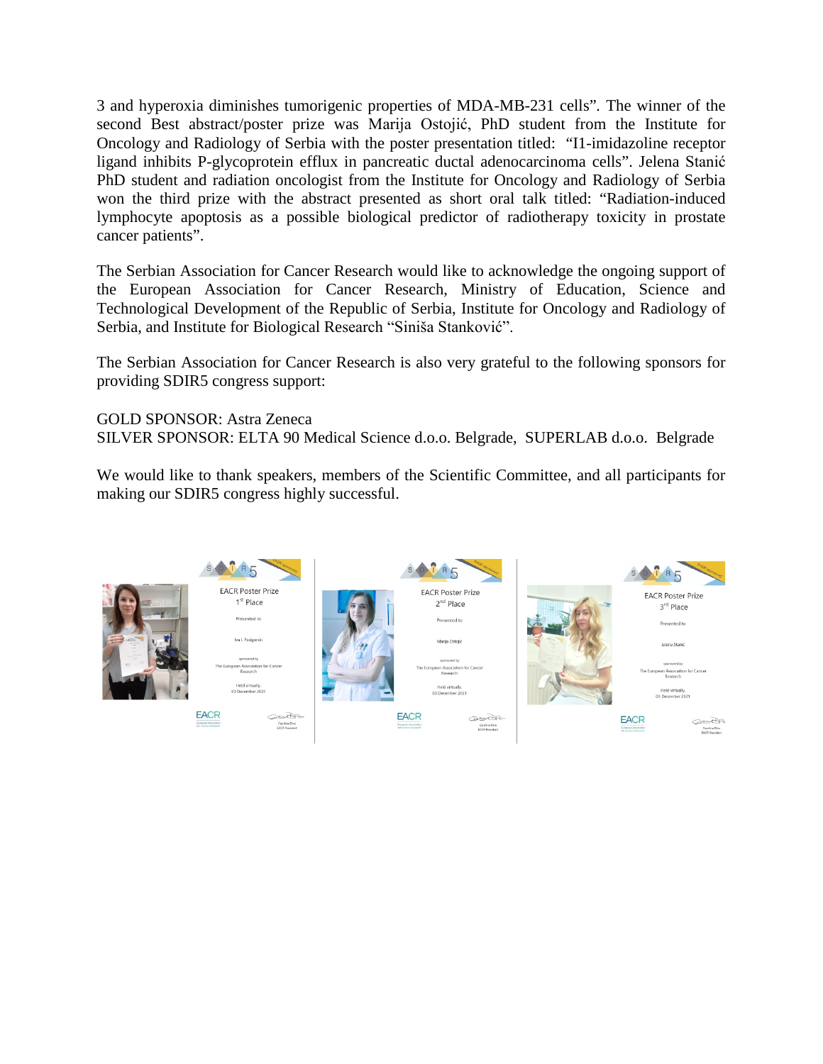3 and hyperoxia diminishes tumorigenic properties of MDA-MB-231 cells". The winner of the second Best abstract/poster prize was Marija Ostojić, PhD student from the Institute for Oncology and Radiology of Serbia with the poster presentation titled: "I1-imidazoline receptor ligand inhibits P-glycoprotein efflux in pancreatic ductal adenocarcinoma cells". Jelena Stanić PhD student and radiation oncologist from the Institute for Oncology and Radiology of Serbia won the third prize with the abstract presented as short oral talk titled: "Radiation-induced lymphocyte apoptosis as a possible biological predictor of radiotherapy toxicity in prostate cancer patients".

The Serbian Association for Cancer Research would like to acknowledge the ongoing support of the European Association for Cancer Research, Ministry of Education, Science and Technological Development of the Republic of Serbia, Institute for Oncology and Radiology of Serbia, and Institute for Biological Research "Siniša Stanković".

The Serbian Association for Cancer Research is also very grateful to the following sponsors for providing SDIR5 congress support:

GOLD SPONSOR: Astra Zeneca
SILVER SPONSOR: ELTA 90 Medical Science d.o.o. Belgrade, SUPERLAB d.o.o. Belgrade

We would like to thank speakers, members of the Scientific Committee, and all participants for making our SDIR5 congress highly successful.